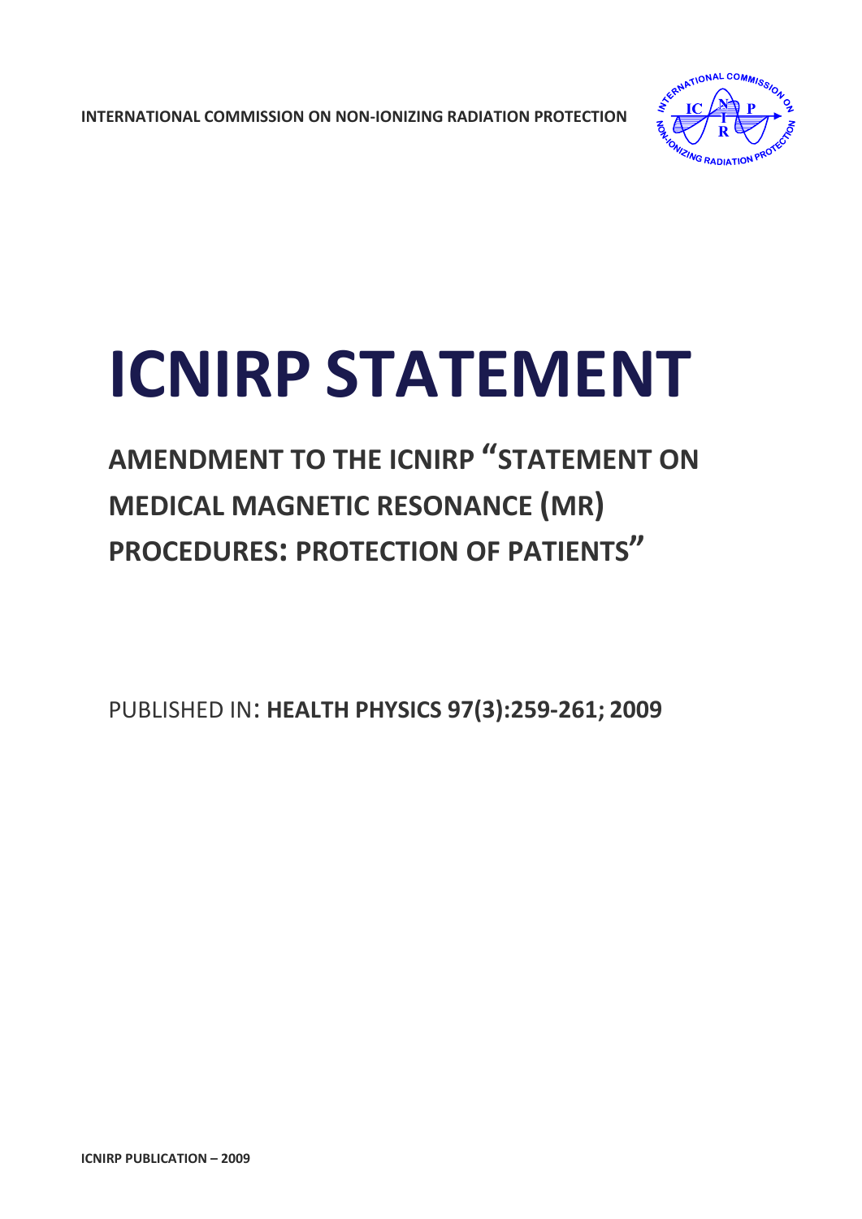INTERNATIONAL COMMISSION ON NON-IONIZING RADIATION PROTECTION

# ICNIRP STATEMENT

## AMENDMENT TO THE ICNIRP "STATEMENT ON MEDICAL MAGNETIC RESONANCE (MR) PROCEDURES: PROTECTION OF PATIENTS"

PUBLISHED IN: **HEALTH PHYSICS 97(3):259-261; 2009**

**ICNIRP PUBLICATION – 2009**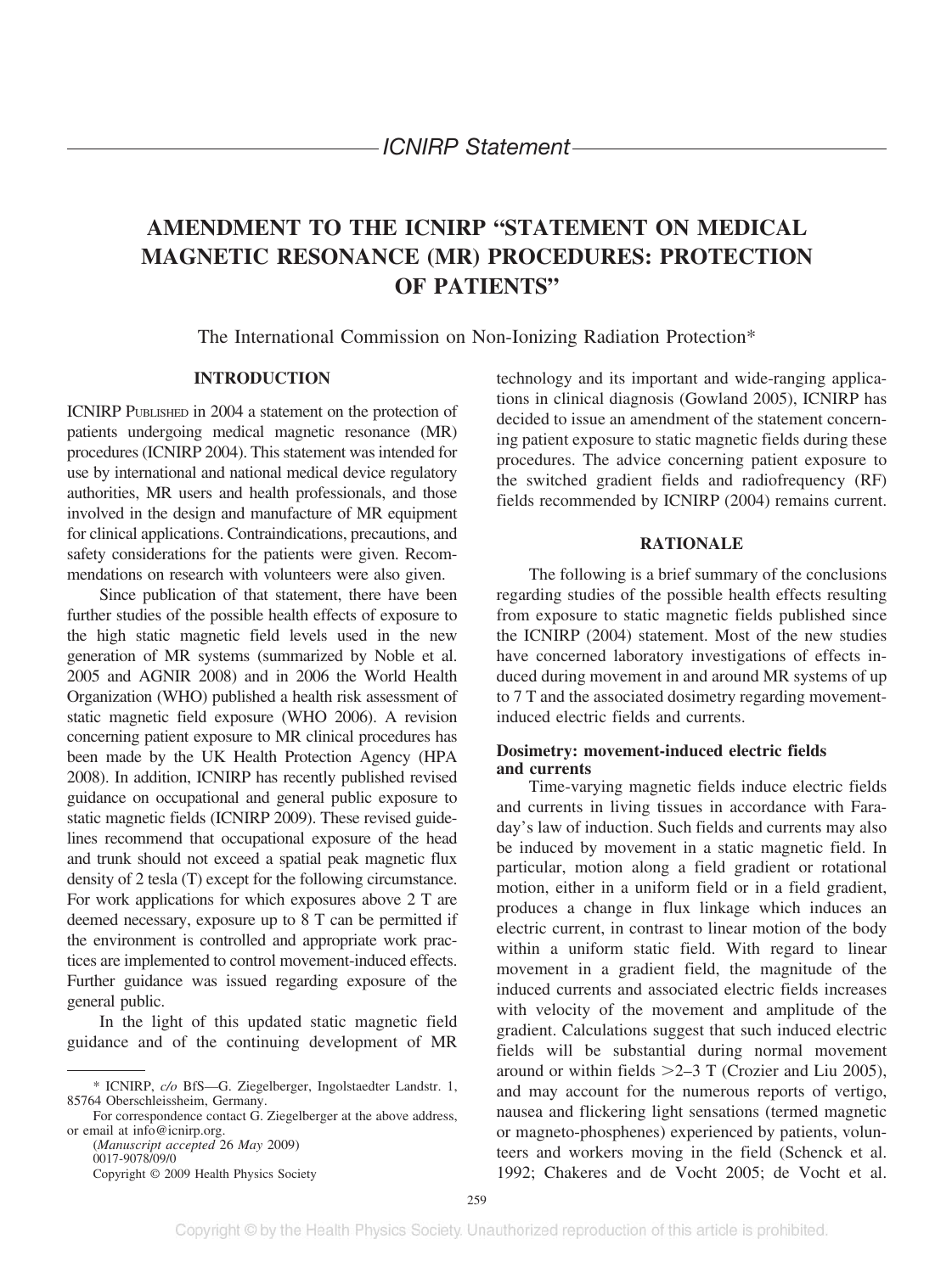*ICNIRP Statement*

# AMENDMENT TO THE ICNIRP "STATEMENT ON MEDICAL MAGNETIC RESONANCE (MR) PROCEDURES: PROTECTION OF PATIENTS"

The International Commission on Non-Ionizing Radiation Protection*

## INTRODUCTION

ICNIRP PUBLISHED in 2004 a statement on the protection of patients undergoing medical magnetic resonance (MR) procedures (ICNIRP 2004). This statement was intended for use by international and national medical device regulatory authorities, MR users and health professionals, and those involved in the design and manufacture of MR equipment for clinical applications. Contraindications, precautions, and safety considerations for the patients were given. Recommendations on research with volunteers were also given.

Since publication of that statement, there have been further studies of the possible health effects of exposure to the high static magnetic field levels used in the new generation of MR systems (summarized by Noble et al. 2005 and AGNIR 2008) and in 2006 the World Health Organization (WHO) published a health risk assessment of static magnetic field exposure (WHO 2006). A revision concerning patient exposure to MR clinical procedures has been made by the UK Health Protection Agency (HPA 2008). In addition, ICNIRP has recently published revised guidance on occupational and general public exposure to static magnetic fields (ICNIRP 2009). These revised guidelines recommend that occupational exposure of the head and trunk should not exceed a spatial peak magnetic flux density of 2 tesla (T) except for the following circumstance. For work applications for which exposures above 2 T are deemed necessary, exposure up to 8 T can be permitted if the environment is controlled and appropriate work practices are implemented to control movement-induced effects. Further guidance was issued regarding exposure of the general public.

In the light of this updated static magnetic field guidance and of the continuing development of MR technology and its important and wide-ranging applications in clinical diagnosis (Gowland 2005), ICNIRP has decided to issue an amendment of the statement concerning patient exposure to static magnetic fields during these procedures. The advice concerning patient exposure to the switched gradient fields and radiofrequency (RF) fields recommended by ICNIRP (2004) remains current.

## RATIONALE

The following is a brief summary of the conclusions regarding studies of the possible health effects resulting from exposure to static magnetic fields published since the ICNIRP (2004) statement. Most of the new studies have concerned laboratory investigations of effects induced during movement in and around MR systems of up to 7 T and the associated dosimetry regarding movement-induced electric fields and currents.

### Dosimetry: movement-induced electric fields and currents

Time-varying magnetic fields induce electric fields and currents in living tissues in accordance with Faraday's law of induction. Such fields and currents may also be induced by movement in a static magnetic field. In particular, motion along a field gradient or rotational motion, either in a uniform field or in a field gradient, produces a change in flux linkage which induces an electric current, in contrast to linear motion of the body within a uniform static field. With regard to linear movement in a gradient field, the magnitude of the induced currents and associated electric fields increases with velocity of the movement and amplitude of the gradient. Calculations suggest that such induced electric fields will be substantial during normal movement around or within fields >2–3 T (Crozier and Liu 2005), and may account for the numerous reports of vertigo, nausea and flickering light sensations (termed magnetic or magneto-phosphenes) experienced by patients, volunteers and workers moving in the field (Schenck et al. 1992; Chakeres and de Vocht 2005; de Vocht et al.

---

* ICNIRP, *c/o* BfS—G. Ziegelberger, Ingolstaedter Landstr. 1, 85764 Oberschleissheim, Germany.

For correspondence contact G. Ziegelberger at the above address, or email at info@icnirp.org.

(*Manuscript accepted* 26 *May* 2009)

0017-9078/09/0

Copyright © 2009 Health Physics Society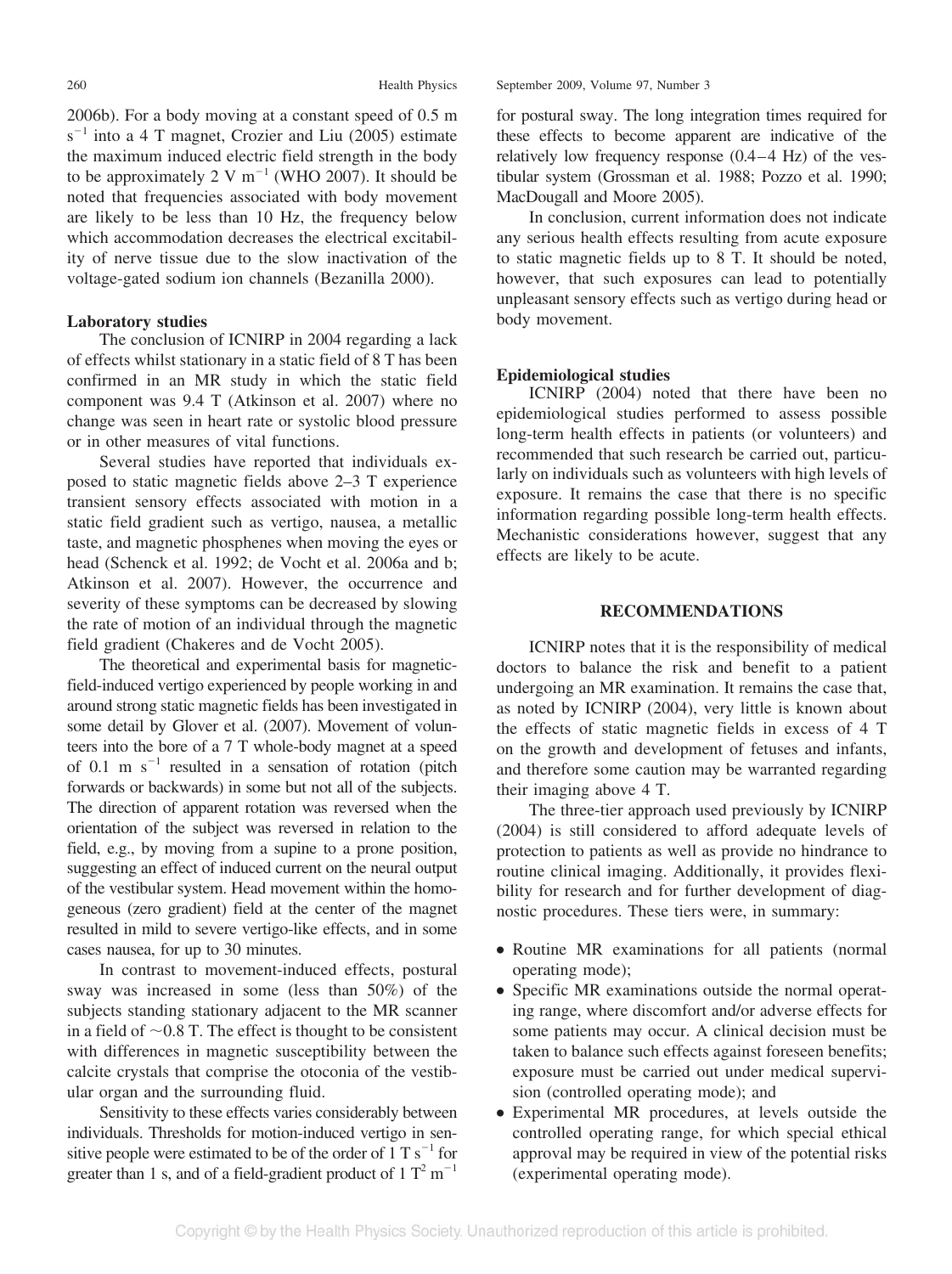2006b). For a body moving at a constant speed of 0.5 m $s^{-1}$ into a 4 T magnet, Crozier and Liu (2005) estimate the maximum induced electric field strength in the body to be approximately 2 V $m^{-1}$ (WHO 2007). It should be noted that frequencies associated with body movement are likely to be less than 10 Hz, the frequency below which accommodation decreases the electrical excitability of nerve tissue due to the slow inactivation of the voltage-gated sodium ion channels (Bezanilla 2000).

**Laboratory studies**

The conclusion of ICNIRP in 2004 regarding a lack of effects whilst stationary in a static field of 8 T has been confirmed in an MR study in which the static field component was 9.4 T (Atkinson et al. 2007) where no change was seen in heart rate or systolic blood pressure or in other measures of vital functions.

Several studies have reported that individuals exposed to static magnetic fields above 2–3 T experience transient sensory effects associated with motion in a static field gradient such as vertigo, nausea, a metallic taste, and magnetic phosphenes when moving the eyes or head (Schenck et al. 1992; de Vocht et al. 2006a and b; Atkinson et al. 2007). However, the occurrence and severity of these symptoms can be decreased by slowing the rate of motion of an individual through the magnetic field gradient (Chakeres and de Vocht 2005).

The theoretical and experimental basis for magnetic-field-induced vertigo experienced by people working in and around strong static magnetic fields has been investigated in some detail by Glover et al. (2007). Movement of volunteers into the bore of a 7 T whole-body magnet at a speed of 0.1 m $s^{-1}$ resulted in a sensation of rotation (pitch forwards or backwards) in some but not all of the subjects. The direction of apparent rotation was reversed when the orientation of the subject was reversed in relation to the field, e.g., by moving from a supine to a prone position, suggesting an effect of induced current on the neural output of the vestibular system. Head movement within the homogeneous (zero gradient) field at the center of the magnet resulted in mild to severe vertigo-like effects, and in some cases nausea, for up to 30 minutes.

In contrast to movement-induced effects, postural sway was increased in some (less than 50%) of the subjects standing stationary adjacent to the MR scanner in a field of ~0.8 T. The effect is thought to be consistent with differences in magnetic susceptibility between the calcite crystals that comprise the otoconia of the vestibular organ and the surrounding fluid.

Sensitivity to these effects varies considerably between individuals. Thresholds for motion-induced vertigo in sensitive people were estimated to be of the order of 1 T $s^{-1}$ for greater than 1 s, and of a field-gradient product of 1 $T^2$ $m^{-1}$ for postural sway. The long integration times required for these effects to become apparent are indicative of the relatively low frequency response (0.4–4 Hz) of the vestibular system (Grossman et al. 1988; Pozzo et al. 1990; MacDougall and Moore 2005).

In conclusion, current information does not indicate any serious health effects resulting from acute exposure to static magnetic fields up to 8 T. It should be noted, however, that such exposures can lead to potentially unpleasant sensory effects such as vertigo during head or body movement.

**Epidemiological studies**

ICNIRP (2004) noted that there have been no epidemiological studies performed to assess possible long-term health effects in patients (or volunteers) and recommended that such research be carried out, particularly on individuals such as volunteers with high levels of exposure. It remains the case that there is no specific information regarding possible long-term health effects. Mechanistic considerations however, suggest that any effects are likely to be acute.

## RECOMMENDATIONS

ICNIRP notes that it is the responsibility of medical doctors to balance the risk and benefit to a patient undergoing an MR examination. It remains the case that, as noted by ICNIRP (2004), very little is known about the effects of static magnetic fields in excess of 4 T on the growth and development of fetuses and infants, and therefore some caution may be warranted regarding their imaging above 4 T.

The three-tier approach used previously by ICNIRP (2004) is still considered to afford adequate levels of protection to patients as well as provide no hindrance to routine clinical imaging. Additionally, it provides flexibility for research and for further development of diagnostic procedures. These tiers were, in summary:

- Routine MR examinations for all patients (normal operating mode);
- Specific MR examinations outside the normal operating range, where discomfort and/or adverse effects for some patients may occur. A clinical decision must be taken to balance such effects against foreseen benefits; exposure must be carried out under medical supervision (controlled operating mode); and
- Experimental MR procedures, at levels outside the controlled operating range, for which special ethical approval may be required in view of the potential risks (experimental operating mode).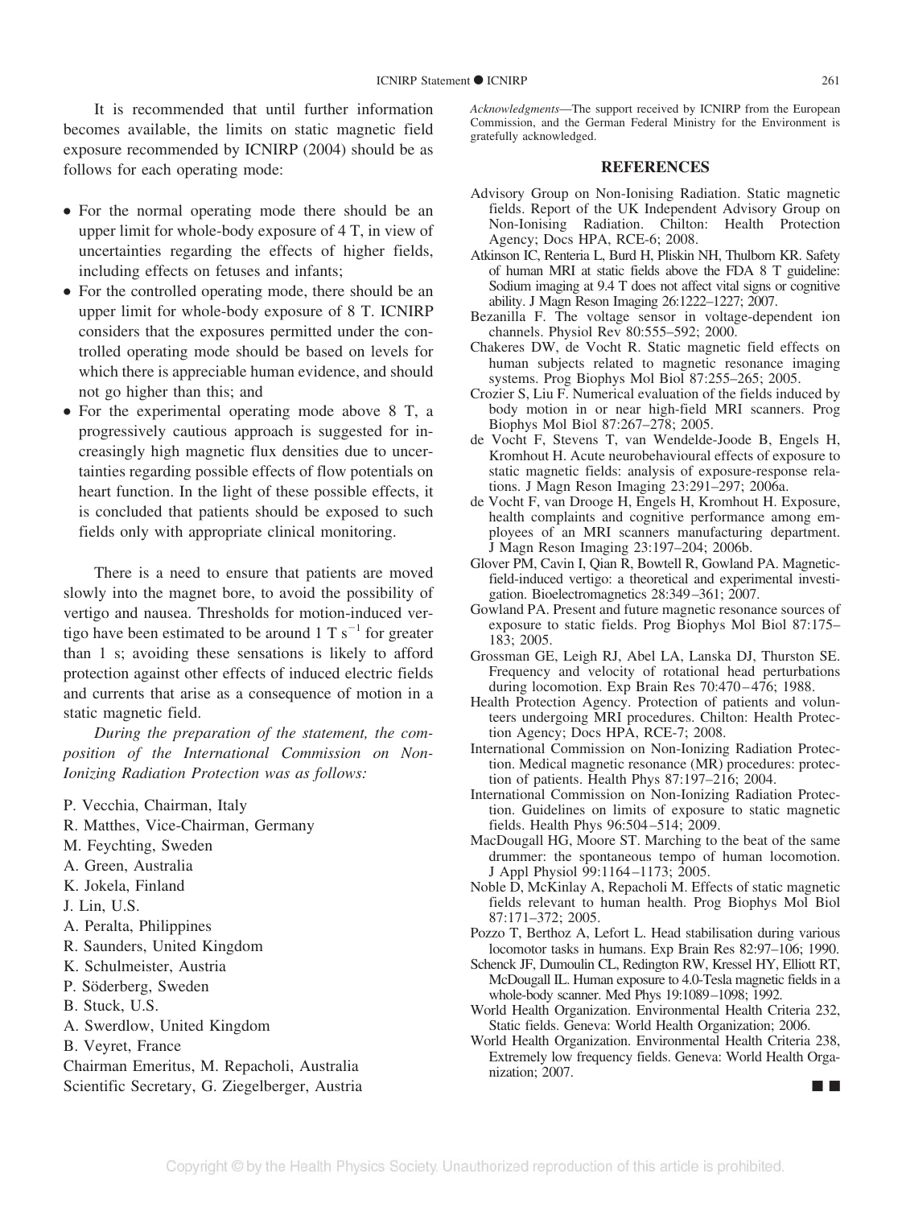It is recommended that until further information becomes available, the limits on static magnetic field exposure recommended by ICNIRP (2004) should be as follows for each operating mode:

- For the normal operating mode there should be an upper limit for whole-body exposure of 4 T, in view of uncertainties regarding the effects of higher fields, including effects on fetuses and infants;
- For the controlled operating mode, there should be an upper limit for whole-body exposure of 8 T. ICNIRP considers that the exposures permitted under the controlled operating mode should be based on levels for which there is appreciable human evidence, and should not go higher than this; and
- For the experimental operating mode above 8 T, a progressively cautious approach is suggested for increasingly high magnetic flux densities due to uncertainties regarding possible effects of flow potentials on heart function. In the light of these possible effects, it is concluded that patients should be exposed to such fields only with appropriate clinical monitoring.

There is a need to ensure that patients are moved slowly into the magnet bore, to avoid the possibility of vertigo and nausea. Thresholds for motion-induced vertigo have been estimated to be around 1 T $s^{-1}$ for greater than 1 s; avoiding these sensations is likely to afford protection against other effects of induced electric fields and currents that arise as a consequence of motion in a static magnetic field.

*During the preparation of the statement, the composition of the International Commission on Non-Ionizing Radiation Protection was as follows:*

P. Vecchia, Chairman, Italy
R. Matthes, Vice-Chairman, Germany
M. Feychting, Sweden
A. Green, Australia
K. Jokela, Finland
J. Lin, U.S.
A. Peralta, Philippines
R. Saunders, United Kingdom
K. Schulmeister, Austria
P. Söderberg, Sweden
B. Stuck, U.S.
A. Swerdlow, United Kingdom
B. Veyret, France
Chairman Emeritus, M. Repacholi, Australia
Scientific Secretary, G. Ziegelberger, Austria

*Acknowledgments*—The support received by ICNIRP from the European Commission, and the German Federal Ministry for the Environment is gratefully acknowledged.

## REFERENCES

Advisory Group on Non-Ionising Radiation. Static magnetic fields. Report of the UK Independent Advisory Group on Non-Ionising Radiation. Chilton: Health Protection Agency; Docs HPA, RCE-6; 2008.

Atkinson IC, Renteria L, Burd H, Pliskin NH, Thulborn KR. Safety of human MRI at static fields above the FDA 8 T guideline: Sodium imaging at 9.4 T does not affect vital signs or cognitive ability. J Magn Reson Imaging 26:1222–1227; 2007.

Bezanilla F. The voltage sensor in voltage-dependent ion channels. Physiol Rev 80:555–592; 2000.

Chakeres DW, de Vocht R. Static magnetic field effects on human subjects related to magnetic resonance imaging systems. Prog Biophys Mol Biol 87:255–265; 2005.

Crozier S, Liu F. Numerical evaluation of the fields induced by body motion in or near high-field MRI scanners. Prog Biophys Mol Biol 87:267–278; 2005.

de Vocht F, Stevens T, van Wendelde-Joode B, Engels H, Kromhout H. Acute neurobehavioural effects of exposure to static magnetic fields: analysis of exposure-response relations. J Magn Reson Imaging 23:291–297; 2006a.

de Vocht F, van Drooge H, Engels H, Kromhout H. Exposure, health complaints and cognitive performance among employees of an MRI scanners manufacturing department. J Magn Reson Imaging 23:197–204; 2006b.

Glover PM, Cavin I, Qian R, Bowtell R, Gowland PA. Magnetic-field-induced vertigo: a theoretical and experimental investigation. Bioelectromagnetics 28:349–361; 2007.

Gowland PA. Present and future magnetic resonance sources of exposure to static fields. Prog Biophys Mol Biol 87:175–183; 2005.

Grossman GE, Leigh RJ, Abel LA, Lanska DJ, Thurston SE. Frequency and velocity of rotational head perturbations during locomotion. Exp Brain Res 70:470–476; 1988.

Health Protection Agency. Protection of patients and volunteers undergoing MRI procedures. Chilton: Health Protection Agency; Docs HPA, RCE-7; 2008.

International Commission on Non-Ionizing Radiation Protection. Medical magnetic resonance (MR) procedures: protection of patients. Health Phys 87:197–216; 2004.

International Commission on Non-Ionizing Radiation Protection. Guidelines on limits of exposure to static magnetic fields. Health Phys 96:504–514; 2009.

MacDougall HG, Moore ST. Marching to the beat of the same drummer: the spontaneous tempo of human locomotion. J Appl Physiol 99:1164–1173; 2005.

Noble D, McKinlay A, Repacholi M. Effects of static magnetic fields relevant to human health. Prog Biophys Mol Biol 87:171–372; 2005.

Pozzo T, Berthoz A, Lefort L. Head stabilisation during various locomotor tasks in humans. Exp Brain Res 82:97–106; 1990.

Schenck JF, Dumoulin CL, Redington RW, Kressel HY, Elliott RT, McDougall IL. Human exposure to 4.0-Tesla magnetic fields in a whole-body scanner. Med Phys 19:1089–1098; 1992.

World Health Organization. Environmental Health Criteria 232, Static fields. Geneva: World Health Organization; 2006.

World Health Organization. Environmental Health Criteria 238, Extremely low frequency fields. Geneva: World Health Organization; 2007.